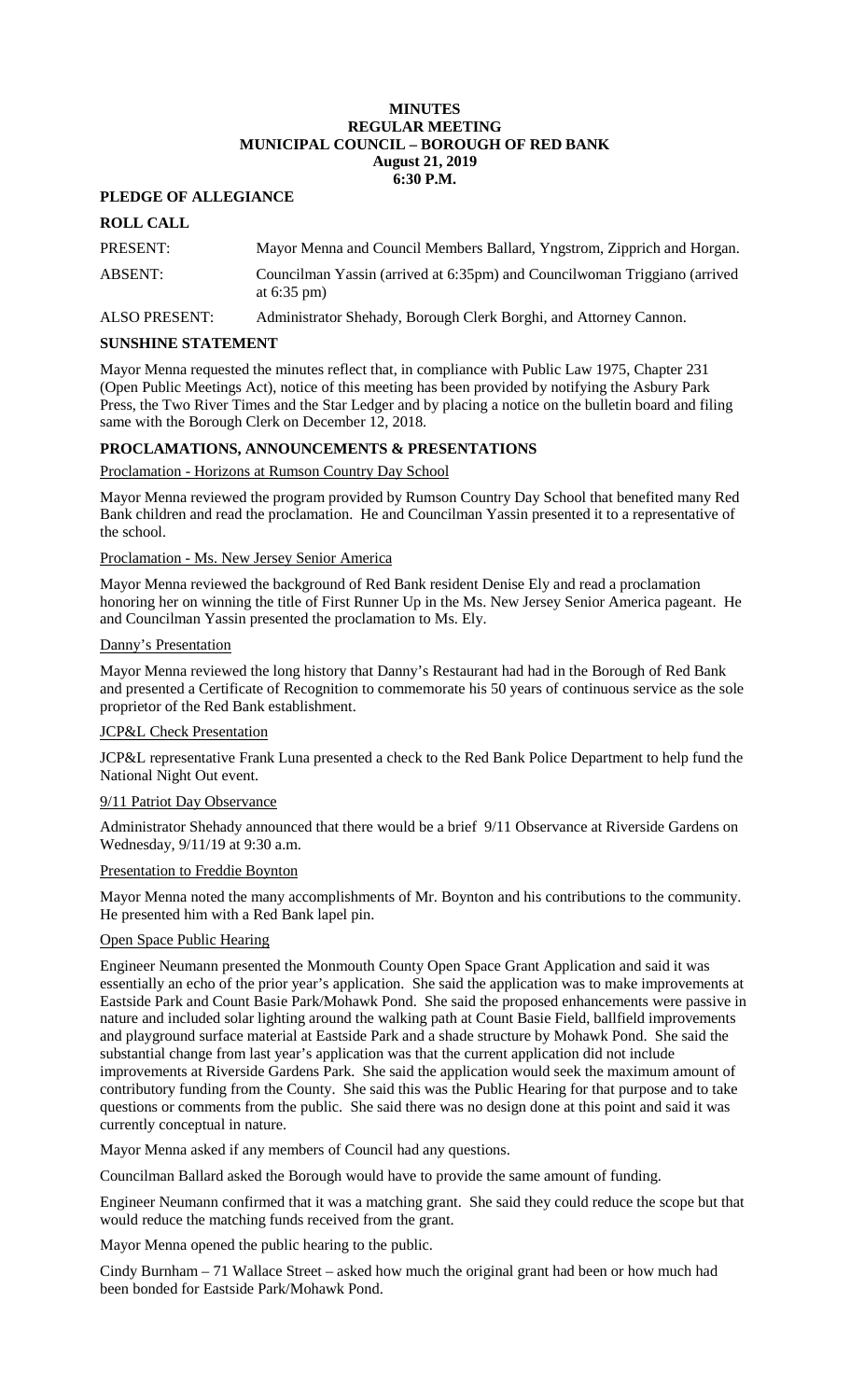**MINUTES**
**REGULAR MEETING**
**MUNICIPAL COUNCIL – BOROUGH OF RED BANK**
**August 21, 2019**
**6:30 P.M.**

**PLEDGE OF ALLEGIANCE**

**ROLL CALL**

PRESENT: Mayor Menna and Council Members Ballard, Yngstrom, Zipprich and Horgan.

ABSENT: Councilman Yassin (arrived at 6:35pm) and Councilwoman Triggiano (arrived at 6:35 pm)

ALSO PRESENT: Administrator Shehady, Borough Clerk Borghi, and Attorney Cannon.

**SUNSHINE STATEMENT**

Mayor Menna requested the minutes reflect that, in compliance with Public Law 1975, Chapter 231 (Open Public Meetings Act), notice of this meeting has been provided by notifying the Asbury Park Press, the Two River Times and the Star Ledger and by placing a notice on the bulletin board and filing same with the Borough Clerk on December 12, 2018.

**PROCLAMATIONS, ANNOUNCEMENTS & PRESENTATIONS**

Proclamation - Horizons at Rumson Country Day School

Mayor Menna reviewed the program provided by Rumson Country Day School that benefited many Red Bank children and read the proclamation. He and Councilman Yassin presented it to a representative of the school.

Proclamation - Ms. New Jersey Senior America

Mayor Menna reviewed the background of Red Bank resident Denise Ely and read a proclamation honoring her on winning the title of First Runner Up in the Ms. New Jersey Senior America pageant. He and Councilman Yassin presented the proclamation to Ms. Ely.

Danny's Presentation

Mayor Menna reviewed the long history that Danny's Restaurant had had in the Borough of Red Bank and presented a Certificate of Recognition to commemorate his 50 years of continuous service as the sole proprietor of the Red Bank establishment.

JCP&L Check Presentation

JCP&L representative Frank Luna presented a check to the Red Bank Police Department to help fund the National Night Out event.

9/11 Patriot Day Observance

Administrator Shehady announced that there would be a brief 9/11 Observance at Riverside Gardens on Wednesday, 9/11/19 at 9:30 a.m.

Presentation to Freddie Boynton

Mayor Menna noted the many accomplishments of Mr. Boynton and his contributions to the community. He presented him with a Red Bank lapel pin.

Open Space Public Hearing

Engineer Neumann presented the Monmouth County Open Space Grant Application and said it was essentially an echo of the prior year's application. She said the application was to make improvements at Eastside Park and Count Basie Park/Mohawk Pond. She said the proposed enhancements were passive in nature and included solar lighting around the walking path at Count Basie Field, ballfield improvements and playground surface material at Eastside Park and a shade structure by Mohawk Pond. She said the substantial change from last year's application was that the current application did not include improvements at Riverside Gardens Park. She said the application would seek the maximum amount of contributory funding from the County. She said this was the Public Hearing for that purpose and to take questions or comments from the public. She said there was no design done at this point and said it was currently conceptual in nature.

Mayor Menna asked if any members of Council had any questions.

Councilman Ballard asked the Borough would have to provide the same amount of funding.

Engineer Neumann confirmed that it was a matching grant. She said they could reduce the scope but that would reduce the matching funds received from the grant.

Mayor Menna opened the public hearing to the public.

Cindy Burnham – 71 Wallace Street – asked how much the original grant had been or how much had been bonded for Eastside Park/Mohawk Pond.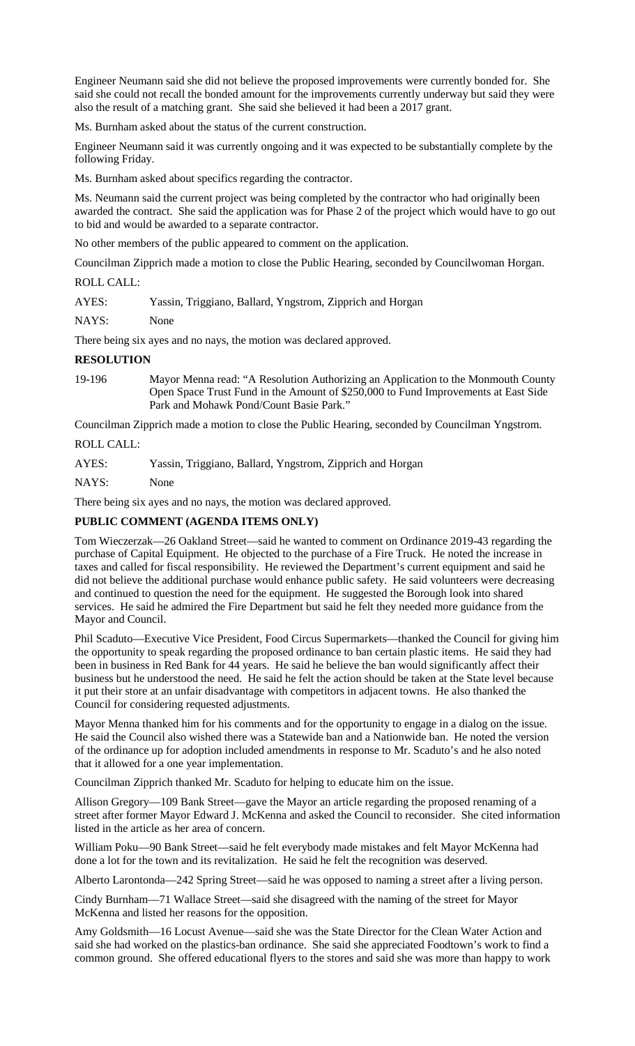Engineer Neumann said she did not believe the proposed improvements were currently bonded for. She said she could not recall the bonded amount for the improvements currently underway but said they were also the result of a matching grant. She said she believed it had been a 2017 grant.

Ms. Burnham asked about the status of the current construction.

Engineer Neumann said it was currently ongoing and it was expected to be substantially complete by the following Friday.

Ms. Burnham asked about specifics regarding the contractor.

Ms. Neumann said the current project was being completed by the contractor who had originally been awarded the contract. She said the application was for Phase 2 of the project which would have to go out to bid and would be awarded to a separate contractor.

No other members of the public appeared to comment on the application.

Councilman Zipprich made a motion to close the Public Hearing, seconded by Councilwoman Horgan.

ROLL CALL:

AYES: Yassin, Triggiano, Ballard, Yngstrom, Zipprich and Horgan

NAYS: None

There being six ayes and no nays, the motion was declared approved.

**RESOLUTION**

19-196 Mayor Menna read: "A Resolution Authorizing an Application to the Monmouth County Open Space Trust Fund in the Amount of $250,000 to Fund Improvements at East Side Park and Mohawk Pond/Count Basie Park."

Councilman Zipprich made a motion to close the Public Hearing, seconded by Councilman Yngstrom.

ROLL CALL:

AYES: Yassin, Triggiano, Ballard, Yngstrom, Zipprich and Horgan

NAYS: None

There being six ayes and no nays, the motion was declared approved.

**PUBLIC COMMENT (AGENDA ITEMS ONLY)**

Tom Wieczerzak—26 Oakland Street—said he wanted to comment on Ordinance 2019-43 regarding the purchase of Capital Equipment. He objected to the purchase of a Fire Truck. He noted the increase in taxes and called for fiscal responsibility. He reviewed the Department's current equipment and said he did not believe the additional purchase would enhance public safety. He said volunteers were decreasing and continued to question the need for the equipment. He suggested the Borough look into shared services. He said he admired the Fire Department but said he felt they needed more guidance from the Mayor and Council.

Phil Scaduto—Executive Vice President, Food Circus Supermarkets—thanked the Council for giving him the opportunity to speak regarding the proposed ordinance to ban certain plastic items. He said they had been in business in Red Bank for 44 years. He said he believe the ban would significantly affect their business but he understood the need. He said he felt the action should be taken at the State level because it put their store at an unfair disadvantage with competitors in adjacent towns. He also thanked the Council for considering requested adjustments.

Mayor Menna thanked him for his comments and for the opportunity to engage in a dialog on the issue. He said the Council also wished there was a Statewide ban and a Nationwide ban. He noted the version of the ordinance up for adoption included amendments in response to Mr. Scaduto's and he also noted that it allowed for a one year implementation.

Councilman Zipprich thanked Mr. Scaduto for helping to educate him on the issue.

Allison Gregory—109 Bank Street—gave the Mayor an article regarding the proposed renaming of a street after former Mayor Edward J. McKenna and asked the Council to reconsider. She cited information listed in the article as her area of concern.

William Poku—90 Bank Street—said he felt everybody made mistakes and felt Mayor McKenna had done a lot for the town and its revitalization. He said he felt the recognition was deserved.

Alberto Larontonda—242 Spring Street—said he was opposed to naming a street after a living person.

Cindy Burnham—71 Wallace Street—said she disagreed with the naming of the street for Mayor McKenna and listed her reasons for the opposition.

Amy Goldsmith—16 Locust Avenue—said she was the State Director for the Clean Water Action and said she had worked on the plastics-ban ordinance. She said she appreciated Foodtown's work to find a common ground. She offered educational flyers to the stores and said she was more than happy to work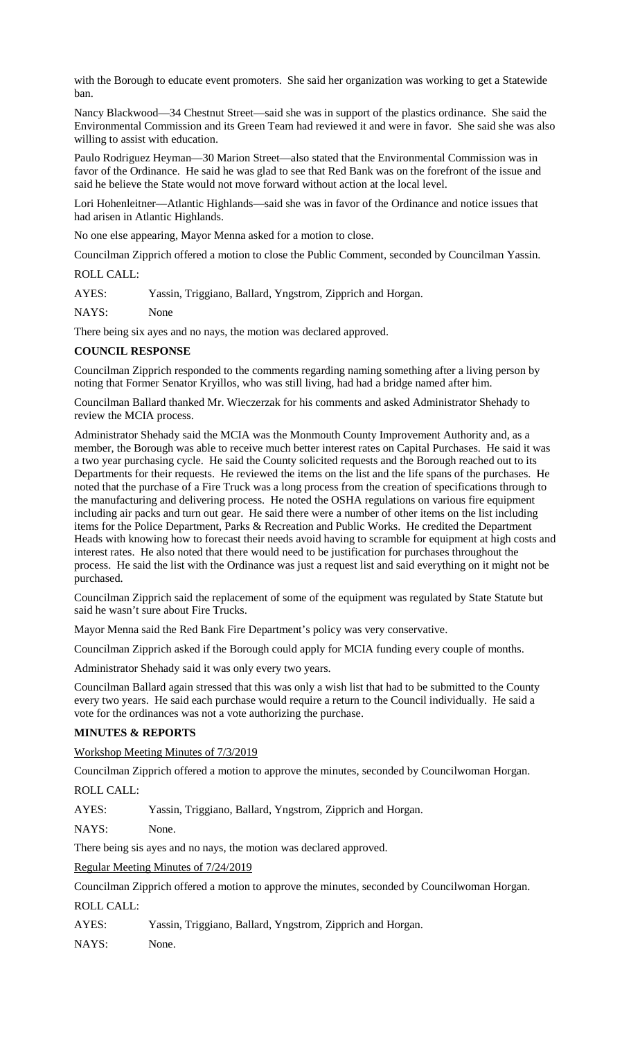with the Borough to educate event promoters. She said her organization was working to get a Statewide ban.

Nancy Blackwood—34 Chestnut Street—said she was in support of the plastics ordinance. She said the Environmental Commission and its Green Team had reviewed it and were in favor. She said she was also willing to assist with education.

Paulo Rodriguez Heyman—30 Marion Street—also stated that the Environmental Commission was in favor of the Ordinance. He said he was glad to see that Red Bank was on the forefront of the issue and said he believe the State would not move forward without action at the local level.

Lori Hohenleitner—Atlantic Highlands—said she was in favor of the Ordinance and notice issues that had arisen in Atlantic Highlands.

No one else appearing, Mayor Menna asked for a motion to close.

Councilman Zipprich offered a motion to close the Public Comment, seconded by Councilman Yassin.

ROLL CALL:

AYES: Yassin, Triggiano, Ballard, Yngstrom, Zipprich and Horgan.

NAYS: None

There being six ayes and no nays, the motion was declared approved.

**COUNCIL RESPONSE**

Councilman Zipprich responded to the comments regarding naming something after a living person by noting that Former Senator Kryillos, who was still living, had had a bridge named after him.

Councilman Ballard thanked Mr. Wieczerzak for his comments and asked Administrator Shehady to review the MCIA process.

Administrator Shehady said the MCIA was the Monmouth County Improvement Authority and, as a member, the Borough was able to receive much better interest rates on Capital Purchases. He said it was a two year purchasing cycle. He said the County solicited requests and the Borough reached out to its Departments for their requests. He reviewed the items on the list and the life spans of the purchases. He noted that the purchase of a Fire Truck was a long process from the creation of specifications through to the manufacturing and delivering process. He noted the OSHA regulations on various fire equipment including air packs and turn out gear. He said there were a number of other items on the list including items for the Police Department, Parks & Recreation and Public Works. He credited the Department Heads with knowing how to forecast their needs avoid having to scramble for equipment at high costs and interest rates. He also noted that there would need to be justification for purchases throughout the process. He said the list with the Ordinance was just a request list and said everything on it might not be purchased.

Councilman Zipprich said the replacement of some of the equipment was regulated by State Statute but said he wasn't sure about Fire Trucks.

Mayor Menna said the Red Bank Fire Department's policy was very conservative.

Councilman Zipprich asked if the Borough could apply for MCIA funding every couple of months.

Administrator Shehady said it was only every two years.

Councilman Ballard again stressed that this was only a wish list that had to be submitted to the County every two years. He said each purchase would require a return to the Council individually. He said a vote for the ordinances was not a vote authorizing the purchase.

**MINUTES & REPORTS**

Workshop Meeting Minutes of 7/3/2019

Councilman Zipprich offered a motion to approve the minutes, seconded by Councilwoman Horgan.

ROLL CALL:

AYES: Yassin, Triggiano, Ballard, Yngstrom, Zipprich and Horgan.

NAYS: None.

There being sis ayes and no nays, the motion was declared approved.

Regular Meeting Minutes of 7/24/2019

Councilman Zipprich offered a motion to approve the minutes, seconded by Councilwoman Horgan.

ROLL CALL:

AYES: Yassin, Triggiano, Ballard, Yngstrom, Zipprich and Horgan.

NAYS: None.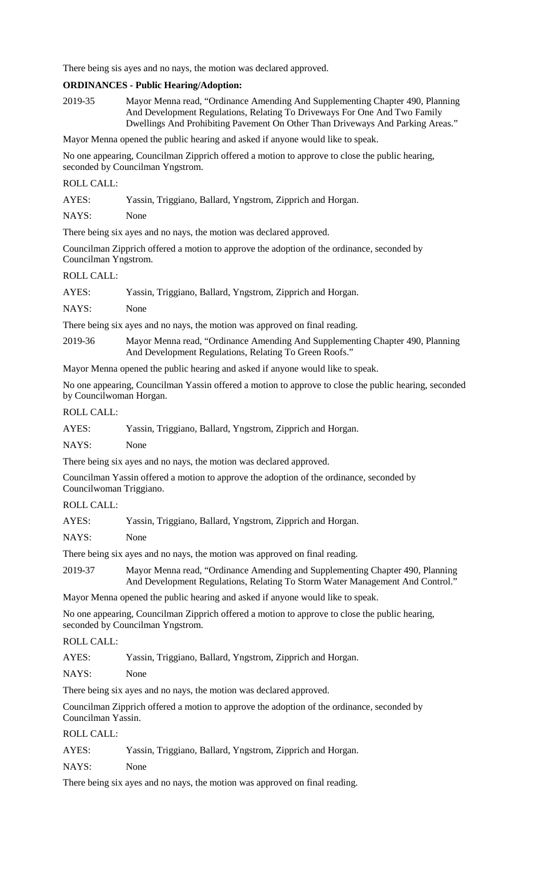There being sis ayes and no nays, the motion was declared approved.

**ORDINANCES - Public Hearing/Adoption:**

2019-35 Mayor Menna read, "Ordinance Amending And Supplementing Chapter 490, Planning And Development Regulations, Relating To Driveways For One And Two Family Dwellings And Prohibiting Pavement On Other Than Driveways And Parking Areas."

Mayor Menna opened the public hearing and asked if anyone would like to speak.

No one appearing, Councilman Zipprich offered a motion to approve to close the public hearing, seconded by Councilman Yngstrom.

ROLL CALL:

AYES: Yassin, Triggiano, Ballard, Yngstrom, Zipprich and Horgan.

NAYS: None

There being six ayes and no nays, the motion was declared approved.

Councilman Zipprich offered a motion to approve the adoption of the ordinance, seconded by Councilman Yngstrom.

ROLL CALL:

AYES: Yassin, Triggiano, Ballard, Yngstrom, Zipprich and Horgan.

NAYS: None

There being six ayes and no nays, the motion was approved on final reading.

2019-36 Mayor Menna read, "Ordinance Amending And Supplementing Chapter 490, Planning And Development Regulations, Relating To Green Roofs."

Mayor Menna opened the public hearing and asked if anyone would like to speak.

No one appearing, Councilman Yassin offered a motion to approve to close the public hearing, seconded by Councilwoman Horgan.

ROLL CALL:

AYES: Yassin, Triggiano, Ballard, Yngstrom, Zipprich and Horgan.

NAYS: None

There being six ayes and no nays, the motion was declared approved.

Councilman Yassin offered a motion to approve the adoption of the ordinance, seconded by Councilwoman Triggiano.

ROLL CALL:

AYES: Yassin, Triggiano, Ballard, Yngstrom, Zipprich and Horgan.

NAYS: None

There being six ayes and no nays, the motion was approved on final reading.

2019-37 Mayor Menna read, "Ordinance Amending and Supplementing Chapter 490, Planning And Development Regulations, Relating To Storm Water Management And Control."

Mayor Menna opened the public hearing and asked if anyone would like to speak.

No one appearing, Councilman Zipprich offered a motion to approve to close the public hearing, seconded by Councilman Yngstrom.

ROLL CALL:

AYES: Yassin, Triggiano, Ballard, Yngstrom, Zipprich and Horgan.

NAYS: None

There being six ayes and no nays, the motion was declared approved.

Councilman Zipprich offered a motion to approve the adoption of the ordinance, seconded by Councilman Yassin.

ROLL CALL:

AYES: Yassin, Triggiano, Ballard, Yngstrom, Zipprich and Horgan.

NAYS: None

There being six ayes and no nays, the motion was approved on final reading.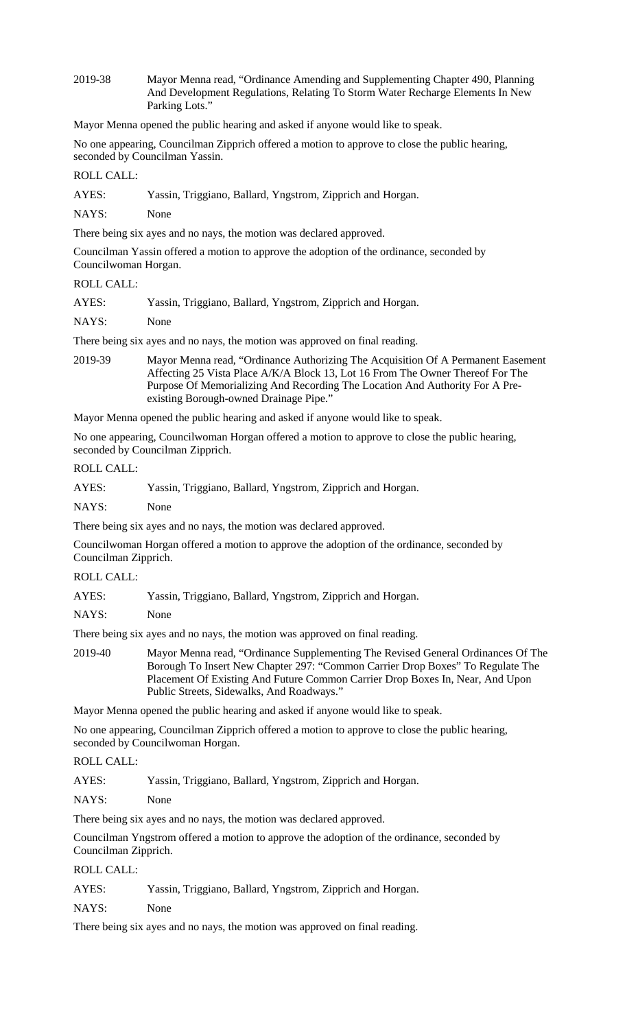2019-38 Mayor Menna read, "Ordinance Amending and Supplementing Chapter 490, Planning And Development Regulations, Relating To Storm Water Recharge Elements In New Parking Lots."

Mayor Menna opened the public hearing and asked if anyone would like to speak.

No one appearing, Councilman Zipprich offered a motion to approve to close the public hearing, seconded by Councilman Yassin.

ROLL CALL:

AYES: Yassin, Triggiano, Ballard, Yngstrom, Zipprich and Horgan.

NAYS: None

There being six ayes and no nays, the motion was declared approved.

Councilman Yassin offered a motion to approve the adoption of the ordinance, seconded by Councilwoman Horgan.

ROLL CALL:

AYES: Yassin, Triggiano, Ballard, Yngstrom, Zipprich and Horgan.

NAYS: None

There being six ayes and no nays, the motion was approved on final reading.

2019-39 Mayor Menna read, "Ordinance Authorizing The Acquisition Of A Permanent Easement Affecting 25 Vista Place A/K/A Block 13, Lot 16 From The Owner Thereof For The Purpose Of Memorializing And Recording The Location And Authority For A Pre-existing Borough-owned Drainage Pipe."

Mayor Menna opened the public hearing and asked if anyone would like to speak.

No one appearing, Councilwoman Horgan offered a motion to approve to close the public hearing, seconded by Councilman Zipprich.

ROLL CALL:

AYES: Yassin, Triggiano, Ballard, Yngstrom, Zipprich and Horgan.

NAYS: None

There being six ayes and no nays, the motion was declared approved.

Councilwoman Horgan offered a motion to approve the adoption of the ordinance, seconded by Councilman Zipprich.

ROLL CALL:

AYES: Yassin, Triggiano, Ballard, Yngstrom, Zipprich and Horgan.

NAYS: None

There being six ayes and no nays, the motion was approved on final reading.

2019-40 Mayor Menna read, "Ordinance Supplementing The Revised General Ordinances Of The Borough To Insert New Chapter 297: "Common Carrier Drop Boxes" To Regulate The Placement Of Existing And Future Common Carrier Drop Boxes In, Near, And Upon Public Streets, Sidewalks, And Roadways."

Mayor Menna opened the public hearing and asked if anyone would like to speak.

No one appearing, Councilman Zipprich offered a motion to approve to close the public hearing, seconded by Councilwoman Horgan.

ROLL CALL:

AYES: Yassin, Triggiano, Ballard, Yngstrom, Zipprich and Horgan.

NAYS: None

There being six ayes and no nays, the motion was declared approved.

Councilman Yngstrom offered a motion to approve the adoption of the ordinance, seconded by Councilman Zipprich.

ROLL CALL:

AYES: Yassin, Triggiano, Ballard, Yngstrom, Zipprich and Horgan.

NAYS: None

There being six ayes and no nays, the motion was approved on final reading.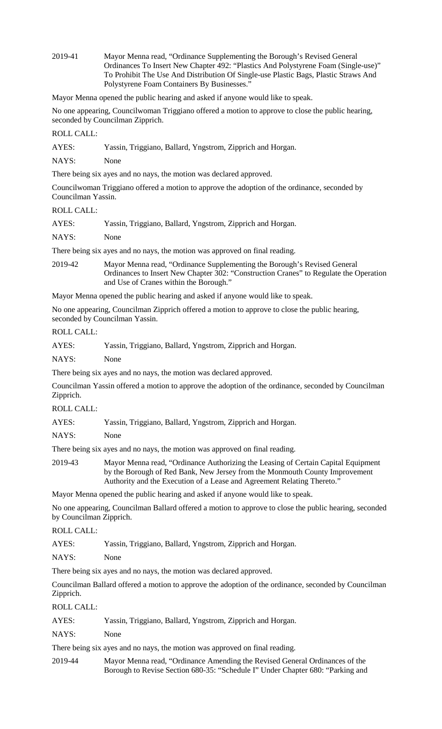2019-41 Mayor Menna read, "Ordinance Supplementing the Borough's Revised General Ordinances To Insert New Chapter 492: "Plastics And Polystyrene Foam (Single-use)" To Prohibit The Use And Distribution Of Single-use Plastic Bags, Plastic Straws And Polystyrene Foam Containers By Businesses."

Mayor Menna opened the public hearing and asked if anyone would like to speak.

No one appearing, Councilwoman Triggiano offered a motion to approve to close the public hearing, seconded by Councilman Zipprich.

ROLL CALL:

AYES: Yassin, Triggiano, Ballard, Yngstrom, Zipprich and Horgan.

NAYS: None

There being six ayes and no nays, the motion was declared approved.

Councilwoman Triggiano offered a motion to approve the adoption of the ordinance, seconded by Councilman Yassin.

ROLL CALL:

AYES: Yassin, Triggiano, Ballard, Yngstrom, Zipprich and Horgan.

NAYS: None

There being six ayes and no nays, the motion was approved on final reading.

2019-42 Mayor Menna read, "Ordinance Supplementing the Borough's Revised General Ordinances to Insert New Chapter 302: "Construction Cranes" to Regulate the Operation and Use of Cranes within the Borough."

Mayor Menna opened the public hearing and asked if anyone would like to speak.

No one appearing, Councilman Zipprich offered a motion to approve to close the public hearing, seconded by Councilman Yassin.

ROLL CALL:

AYES: Yassin, Triggiano, Ballard, Yngstrom, Zipprich and Horgan.

NAYS: None

There being six ayes and no nays, the motion was declared approved.

Councilman Yassin offered a motion to approve the adoption of the ordinance, seconded by Councilman Zipprich.

ROLL CALL:

AYES: Yassin, Triggiano, Ballard, Yngstrom, Zipprich and Horgan.

NAYS: None

There being six ayes and no nays, the motion was approved on final reading.

2019-43 Mayor Menna read, "Ordinance Authorizing the Leasing of Certain Capital Equipment by the Borough of Red Bank, New Jersey from the Monmouth County Improvement Authority and the Execution of a Lease and Agreement Relating Thereto."

Mayor Menna opened the public hearing and asked if anyone would like to speak.

No one appearing, Councilman Ballard offered a motion to approve to close the public hearing, seconded by Councilman Zipprich.

ROLL CALL:

AYES: Yassin, Triggiano, Ballard, Yngstrom, Zipprich and Horgan.

NAYS: None

There being six ayes and no nays, the motion was declared approved.

Councilman Ballard offered a motion to approve the adoption of the ordinance, seconded by Councilman Zipprich.

ROLL CALL:

AYES: Yassin, Triggiano, Ballard, Yngstrom, Zipprich and Horgan.

NAYS: None

There being six ayes and no nays, the motion was approved on final reading.

2019-44 Mayor Menna read, "Ordinance Amending the Revised General Ordinances of the Borough to Revise Section 680-35: "Schedule I" Under Chapter 680: "Parking and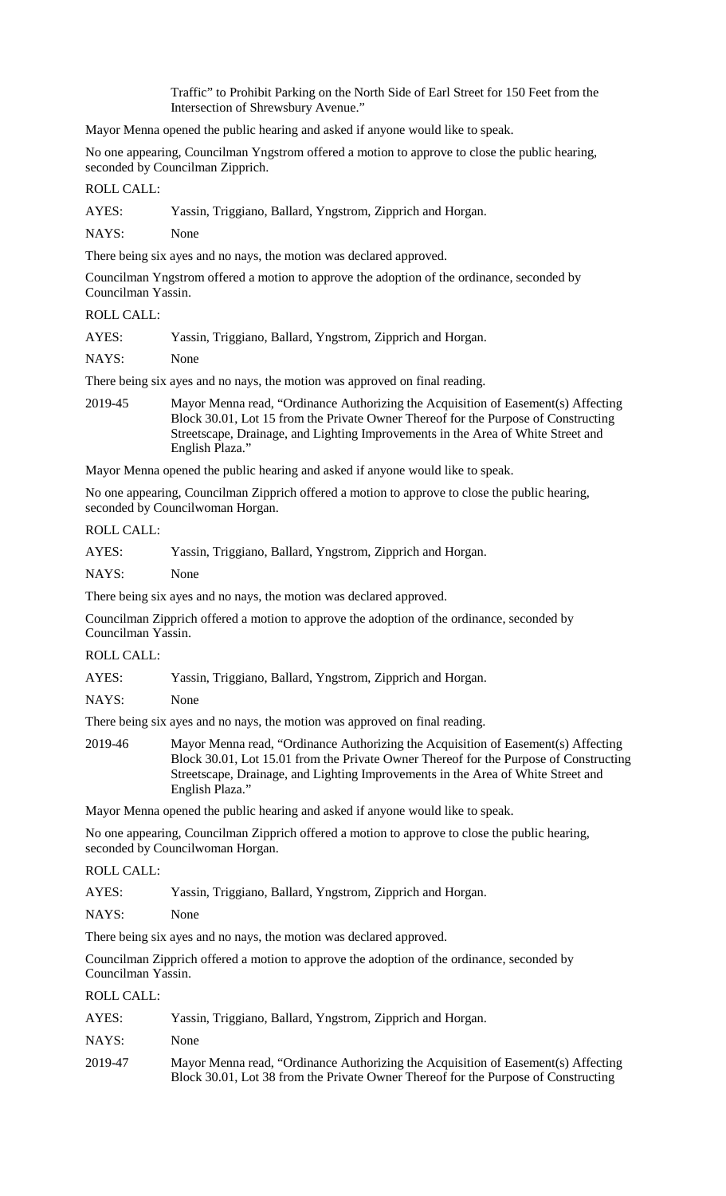Traffic" to Prohibit Parking on the North Side of Earl Street for 150 Feet from the Intersection of Shrewsbury Avenue."

Mayor Menna opened the public hearing and asked if anyone would like to speak.

No one appearing, Councilman Yngstrom offered a motion to approve to close the public hearing, seconded by Councilman Zipprich.

ROLL CALL:

AYES: Yassin, Triggiano, Ballard, Yngstrom, Zipprich and Horgan.

NAYS: None

There being six ayes and no nays, the motion was declared approved.

Councilman Yngstrom offered a motion to approve the adoption of the ordinance, seconded by Councilman Yassin.

ROLL CALL:

AYES: Yassin, Triggiano, Ballard, Yngstrom, Zipprich and Horgan.

NAYS: None

There being six ayes and no nays, the motion was approved on final reading.

2019-45 Mayor Menna read, "Ordinance Authorizing the Acquisition of Easement(s) Affecting Block 30.01, Lot 15 from the Private Owner Thereof for the Purpose of Constructing Streetscape, Drainage, and Lighting Improvements in the Area of White Street and English Plaza."

Mayor Menna opened the public hearing and asked if anyone would like to speak.

No one appearing, Councilman Zipprich offered a motion to approve to close the public hearing, seconded by Councilwoman Horgan.

ROLL CALL:

AYES: Yassin, Triggiano, Ballard, Yngstrom, Zipprich and Horgan.

NAYS: None

There being six ayes and no nays, the motion was declared approved.

Councilman Zipprich offered a motion to approve the adoption of the ordinance, seconded by Councilman Yassin.

ROLL CALL:

AYES: Yassin, Triggiano, Ballard, Yngstrom, Zipprich and Horgan.

NAYS: None

There being six ayes and no nays, the motion was approved on final reading.

2019-46 Mayor Menna read, "Ordinance Authorizing the Acquisition of Easement(s) Affecting Block 30.01, Lot 15.01 from the Private Owner Thereof for the Purpose of Constructing Streetscape, Drainage, and Lighting Improvements in the Area of White Street and English Plaza."

Mayor Menna opened the public hearing and asked if anyone would like to speak.

No one appearing, Councilman Zipprich offered a motion to approve to close the public hearing, seconded by Councilwoman Horgan.

ROLL CALL:

AYES: Yassin, Triggiano, Ballard, Yngstrom, Zipprich and Horgan.

NAYS: None

There being six ayes and no nays, the motion was declared approved.

Councilman Zipprich offered a motion to approve the adoption of the ordinance, seconded by Councilman Yassin.

ROLL CALL:

AYES: Yassin, Triggiano, Ballard, Yngstrom, Zipprich and Horgan.

NAYS: None

2019-47 Mayor Menna read, "Ordinance Authorizing the Acquisition of Easement(s) Affecting Block 30.01, Lot 38 from the Private Owner Thereof for the Purpose of Constructing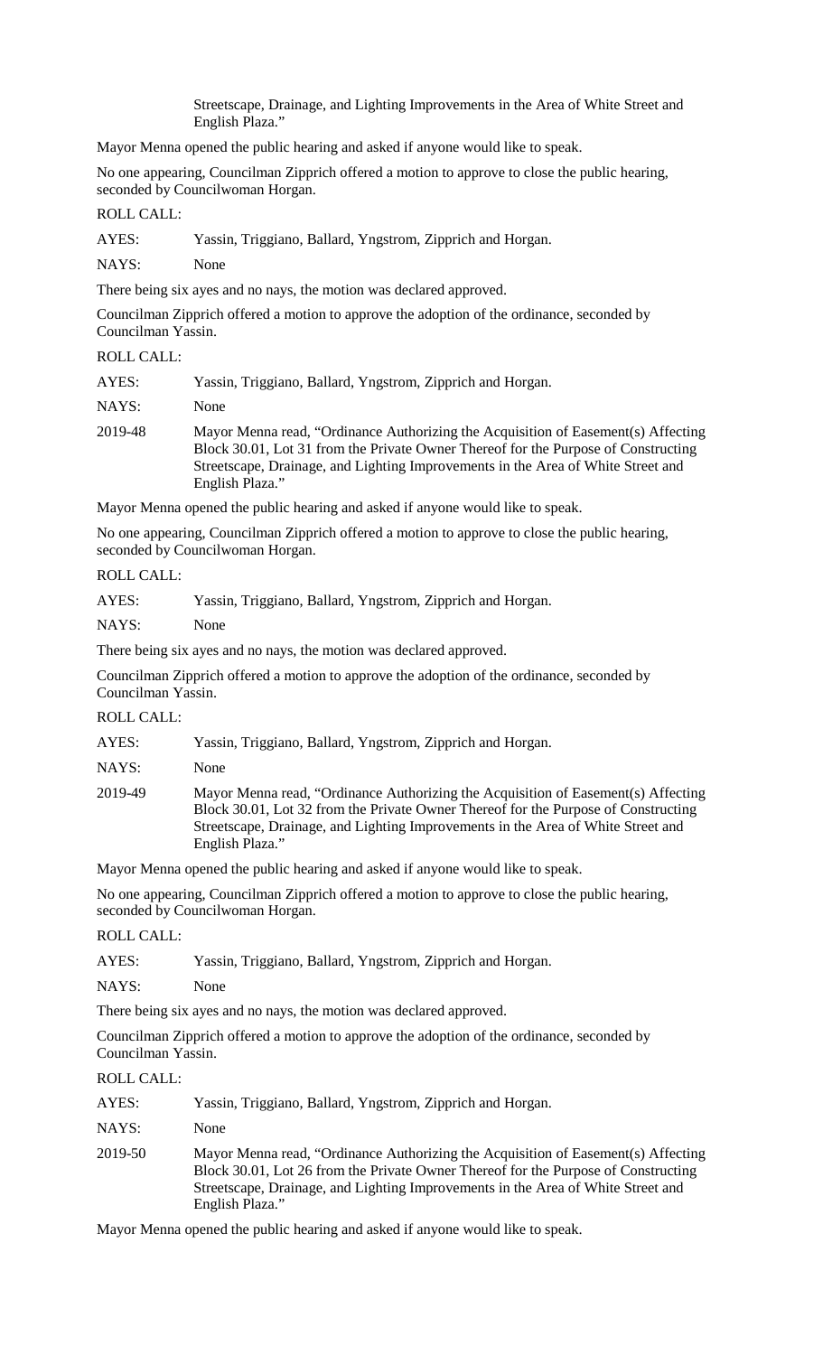Streetscape, Drainage, and Lighting Improvements in the Area of White Street and English Plaza."

Mayor Menna opened the public hearing and asked if anyone would like to speak.

No one appearing, Councilman Zipprich offered a motion to approve to close the public hearing, seconded by Councilwoman Horgan.

ROLL CALL:

AYES: Yassin, Triggiano, Ballard, Yngstrom, Zipprich and Horgan.

NAYS: None

There being six ayes and no nays, the motion was declared approved.

Councilman Zipprich offered a motion to approve the adoption of the ordinance, seconded by Councilman Yassin.

ROLL CALL:

AYES: Yassin, Triggiano, Ballard, Yngstrom, Zipprich and Horgan.

NAYS: None

2019-48 Mayor Menna read, "Ordinance Authorizing the Acquisition of Easement(s) Affecting Block 30.01, Lot 31 from the Private Owner Thereof for the Purpose of Constructing Streetscape, Drainage, and Lighting Improvements in the Area of White Street and English Plaza."

Mayor Menna opened the public hearing and asked if anyone would like to speak.

No one appearing, Councilman Zipprich offered a motion to approve to close the public hearing, seconded by Councilwoman Horgan.

ROLL CALL:

AYES: Yassin, Triggiano, Ballard, Yngstrom, Zipprich and Horgan.

NAYS: None

There being six ayes and no nays, the motion was declared approved.

Councilman Zipprich offered a motion to approve the adoption of the ordinance, seconded by Councilman Yassin.

ROLL CALL:

AYES: Yassin, Triggiano, Ballard, Yngstrom, Zipprich and Horgan.

NAYS: None

2019-49 Mayor Menna read, "Ordinance Authorizing the Acquisition of Easement(s) Affecting Block 30.01, Lot 32 from the Private Owner Thereof for the Purpose of Constructing Streetscape, Drainage, and Lighting Improvements in the Area of White Street and English Plaza."

Mayor Menna opened the public hearing and asked if anyone would like to speak.

No one appearing, Councilman Zipprich offered a motion to approve to close the public hearing, seconded by Councilwoman Horgan.

ROLL CALL:

AYES: Yassin, Triggiano, Ballard, Yngstrom, Zipprich and Horgan.

NAYS: None

There being six ayes and no nays, the motion was declared approved.

Councilman Zipprich offered a motion to approve the adoption of the ordinance, seconded by Councilman Yassin.

ROLL CALL:

AYES: Yassin, Triggiano, Ballard, Yngstrom, Zipprich and Horgan.

NAYS: None

2019-50 Mayor Menna read, "Ordinance Authorizing the Acquisition of Easement(s) Affecting Block 30.01, Lot 26 from the Private Owner Thereof for the Purpose of Constructing Streetscape, Drainage, and Lighting Improvements in the Area of White Street and English Plaza."

Mayor Menna opened the public hearing and asked if anyone would like to speak.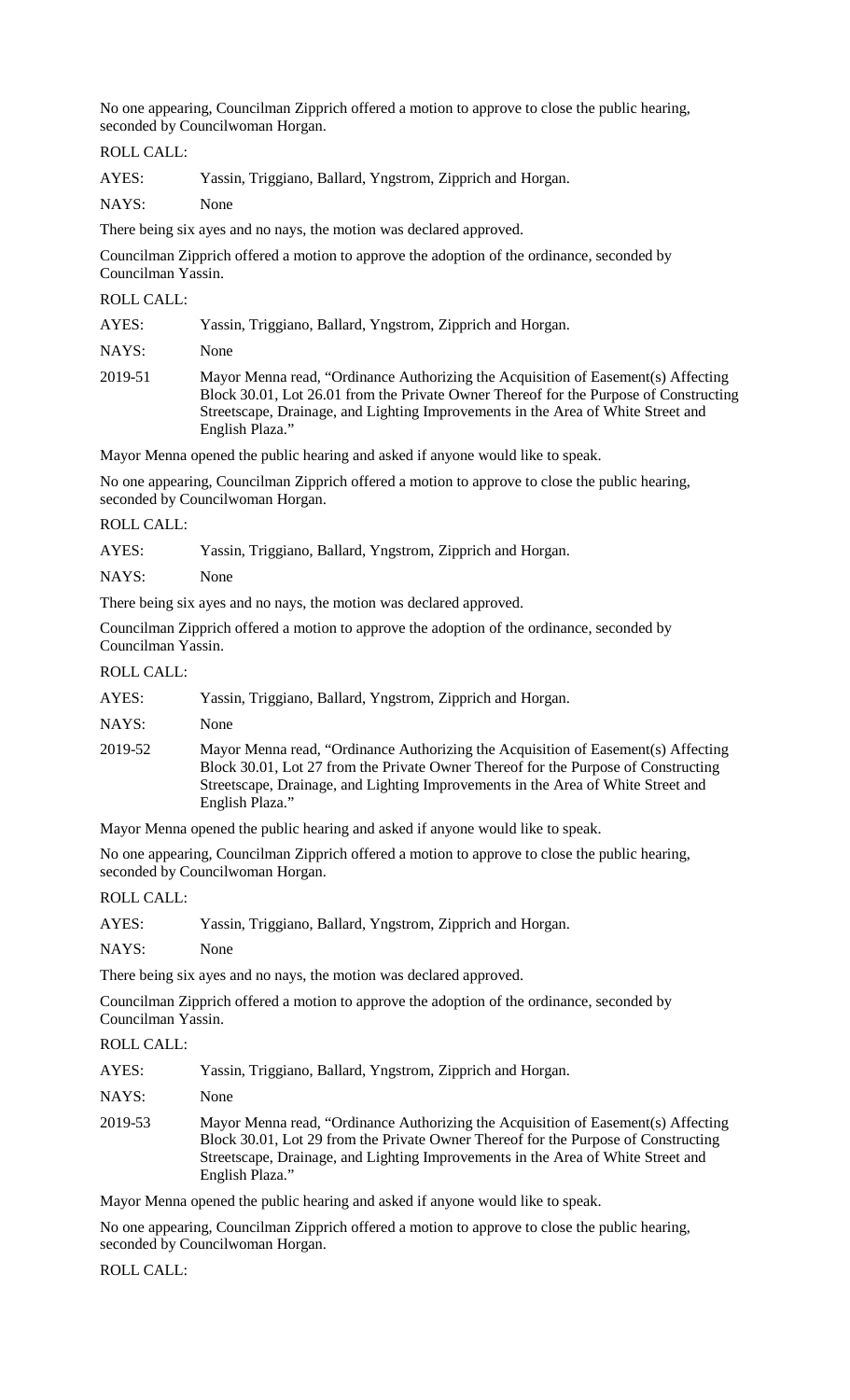No one appearing, Councilman Zipprich offered a motion to approve to close the public hearing, seconded by Councilwoman Horgan.

ROLL CALL:

AYES: Yassin, Triggiano, Ballard, Yngstrom, Zipprich and Horgan.

NAYS: None

There being six ayes and no nays, the motion was declared approved.

Councilman Zipprich offered a motion to approve the adoption of the ordinance, seconded by Councilman Yassin.

ROLL CALL:

AYES: Yassin, Triggiano, Ballard, Yngstrom, Zipprich and Horgan.

NAYS: None

2019-51 Mayor Menna read, "Ordinance Authorizing the Acquisition of Easement(s) Affecting Block 30.01, Lot 26.01 from the Private Owner Thereof for the Purpose of Constructing Streetscape, Drainage, and Lighting Improvements in the Area of White Street and English Plaza."

Mayor Menna opened the public hearing and asked if anyone would like to speak.

No one appearing, Councilman Zipprich offered a motion to approve to close the public hearing, seconded by Councilwoman Horgan.

ROLL CALL:

AYES: Yassin, Triggiano, Ballard, Yngstrom, Zipprich and Horgan.

NAYS: None

There being six ayes and no nays, the motion was declared approved.

Councilman Zipprich offered a motion to approve the adoption of the ordinance, seconded by Councilman Yassin.

ROLL CALL:

AYES: Yassin, Triggiano, Ballard, Yngstrom, Zipprich and Horgan.

NAYS: None

2019-52 Mayor Menna read, "Ordinance Authorizing the Acquisition of Easement(s) Affecting Block 30.01, Lot 27 from the Private Owner Thereof for the Purpose of Constructing Streetscape, Drainage, and Lighting Improvements in the Area of White Street and English Plaza."

Mayor Menna opened the public hearing and asked if anyone would like to speak.

No one appearing, Councilman Zipprich offered a motion to approve to close the public hearing, seconded by Councilwoman Horgan.

ROLL CALL:

AYES: Yassin, Triggiano, Ballard, Yngstrom, Zipprich and Horgan.

NAYS: None

There being six ayes and no nays, the motion was declared approved.

Councilman Zipprich offered a motion to approve the adoption of the ordinance, seconded by Councilman Yassin.

ROLL CALL:

AYES: Yassin, Triggiano, Ballard, Yngstrom, Zipprich and Horgan.

NAYS: None

2019-53 Mayor Menna read, "Ordinance Authorizing the Acquisition of Easement(s) Affecting Block 30.01, Lot 29 from the Private Owner Thereof for the Purpose of Constructing Streetscape, Drainage, and Lighting Improvements in the Area of White Street and English Plaza."

Mayor Menna opened the public hearing and asked if anyone would like to speak.

No one appearing, Councilman Zipprich offered a motion to approve to close the public hearing, seconded by Councilwoman Horgan.

ROLL CALL: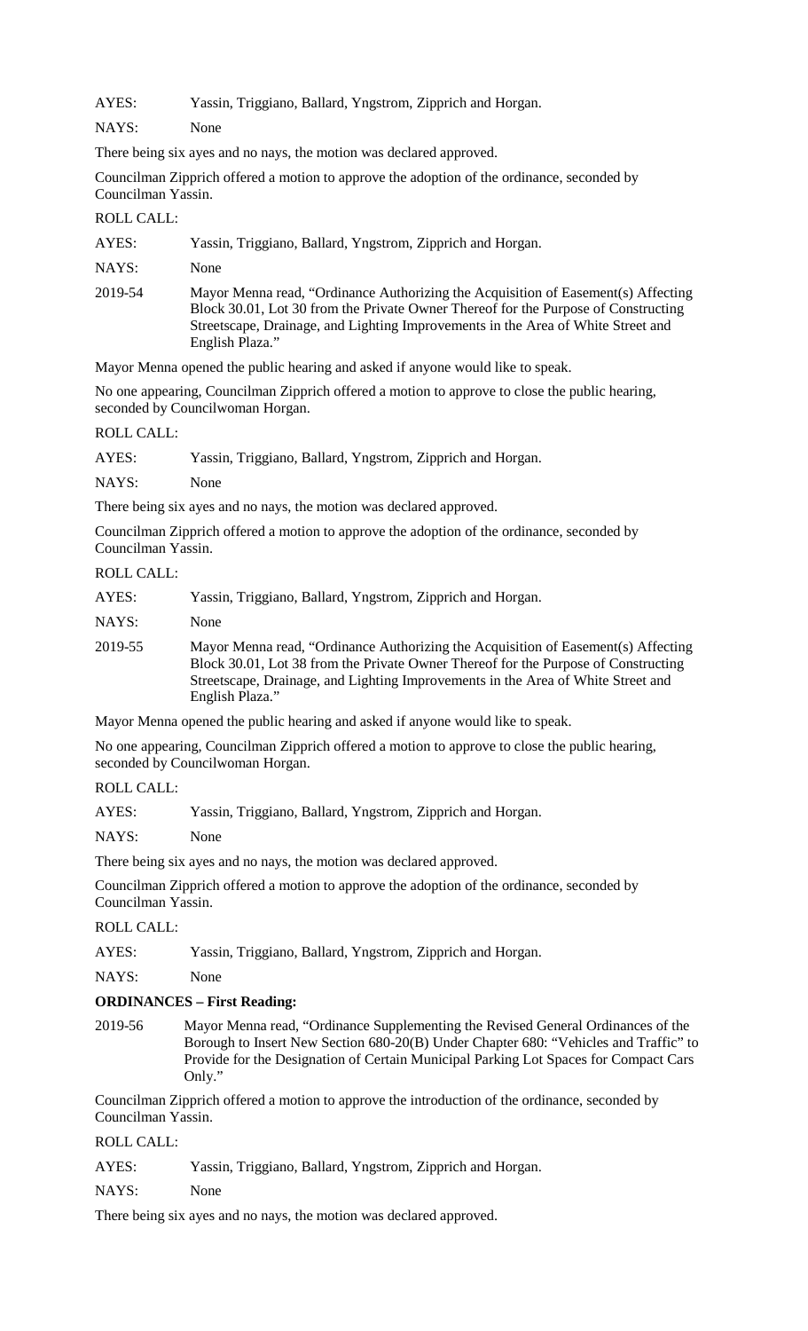AYES: Yassin, Triggiano, Ballard, Yngstrom, Zipprich and Horgan.

NAYS: None

There being six ayes and no nays, the motion was declared approved.

Councilman Zipprich offered a motion to approve the adoption of the ordinance, seconded by Councilman Yassin.

ROLL CALL:

AYES: Yassin, Triggiano, Ballard, Yngstrom, Zipprich and Horgan.

NAYS: None

2019-54 Mayor Menna read, "Ordinance Authorizing the Acquisition of Easement(s) Affecting Block 30.01, Lot 30 from the Private Owner Thereof for the Purpose of Constructing Streetscape, Drainage, and Lighting Improvements in the Area of White Street and English Plaza."

Mayor Menna opened the public hearing and asked if anyone would like to speak.

No one appearing, Councilman Zipprich offered a motion to approve to close the public hearing, seconded by Councilwoman Horgan.

ROLL CALL:

AYES: Yassin, Triggiano, Ballard, Yngstrom, Zipprich and Horgan.

NAYS: None

There being six ayes and no nays, the motion was declared approved.

Councilman Zipprich offered a motion to approve the adoption of the ordinance, seconded by Councilman Yassin.

ROLL CALL:

AYES: Yassin, Triggiano, Ballard, Yngstrom, Zipprich and Horgan.

NAYS: None

2019-55 Mayor Menna read, "Ordinance Authorizing the Acquisition of Easement(s) Affecting Block 30.01, Lot 38 from the Private Owner Thereof for the Purpose of Constructing Streetscape, Drainage, and Lighting Improvements in the Area of White Street and English Plaza."

Mayor Menna opened the public hearing and asked if anyone would like to speak.

No one appearing, Councilman Zipprich offered a motion to approve to close the public hearing, seconded by Councilwoman Horgan.

ROLL CALL:

AYES: Yassin, Triggiano, Ballard, Yngstrom, Zipprich and Horgan.

NAYS: None

There being six ayes and no nays, the motion was declared approved.

Councilman Zipprich offered a motion to approve the adoption of the ordinance, seconded by Councilman Yassin.

ROLL CALL:

AYES: Yassin, Triggiano, Ballard, Yngstrom, Zipprich and Horgan.

NAYS: None

**ORDINANCES – First Reading:**

2019-56 Mayor Menna read, "Ordinance Supplementing the Revised General Ordinances of the Borough to Insert New Section 680-20(B) Under Chapter 680: "Vehicles and Traffic" to Provide for the Designation of Certain Municipal Parking Lot Spaces for Compact Cars Only."

Councilman Zipprich offered a motion to approve the introduction of the ordinance, seconded by Councilman Yassin.

ROLL CALL:

AYES: Yassin, Triggiano, Ballard, Yngstrom, Zipprich and Horgan.

NAYS: None

There being six ayes and no nays, the motion was declared approved.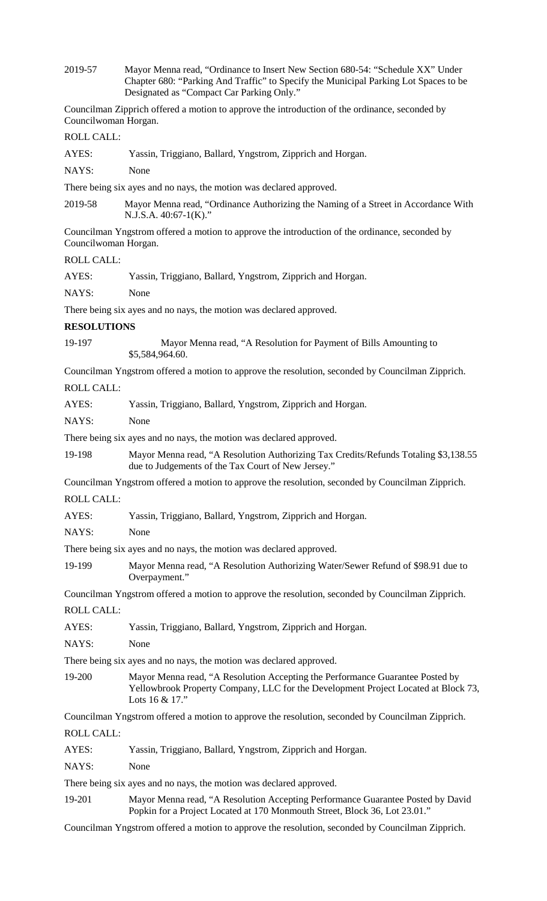2019-57 Mayor Menna read, "Ordinance to Insert New Section 680-54: "Schedule XX" Under Chapter 680: "Parking And Traffic" to Specify the Municipal Parking Lot Spaces to be Designated as "Compact Car Parking Only."

Councilman Zipprich offered a motion to approve the introduction of the ordinance, seconded by Councilwoman Horgan.

ROLL CALL:

AYES: Yassin, Triggiano, Ballard, Yngstrom, Zipprich and Horgan.

NAYS: None

There being six ayes and no nays, the motion was declared approved.

2019-58 Mayor Menna read, "Ordinance Authorizing the Naming of a Street in Accordance With N.J.S.A. 40:67-1(K)."

Councilman Yngstrom offered a motion to approve the introduction of the ordinance, seconded by Councilwoman Horgan.

ROLL CALL:

AYES: Yassin, Triggiano, Ballard, Yngstrom, Zipprich and Horgan.

NAYS: None

There being six ayes and no nays, the motion was declared approved.

**RESOLUTIONS**

19-197 Mayor Menna read, "A Resolution for Payment of Bills Amounting to $5,584,964.60.

Councilman Yngstrom offered a motion to approve the resolution, seconded by Councilman Zipprich.

ROLL CALL:

AYES: Yassin, Triggiano, Ballard, Yngstrom, Zipprich and Horgan.

NAYS: None

There being six ayes and no nays, the motion was declared approved.

19-198 Mayor Menna read, "A Resolution Authorizing Tax Credits/Refunds Totaling $3,138.55 due to Judgements of the Tax Court of New Jersey."

Councilman Yngstrom offered a motion to approve the resolution, seconded by Councilman Zipprich.

ROLL CALL:

AYES: Yassin, Triggiano, Ballard, Yngstrom, Zipprich and Horgan.

NAYS: None

There being six ayes and no nays, the motion was declared approved.

19-199 Mayor Menna read, "A Resolution Authorizing Water/Sewer Refund of $98.91 due to Overpayment."

Councilman Yngstrom offered a motion to approve the resolution, seconded by Councilman Zipprich.

ROLL CALL:

AYES: Yassin, Triggiano, Ballard, Yngstrom, Zipprich and Horgan.

NAYS: None

There being six ayes and no nays, the motion was declared approved.

19-200 Mayor Menna read, "A Resolution Accepting the Performance Guarantee Posted by Yellowbrook Property Company, LLC for the Development Project Located at Block 73, Lots 16 & 17."

Councilman Yngstrom offered a motion to approve the resolution, seconded by Councilman Zipprich.

ROLL CALL:

AYES: Yassin, Triggiano, Ballard, Yngstrom, Zipprich and Horgan.

NAYS: None

There being six ayes and no nays, the motion was declared approved.

19-201 Mayor Menna read, "A Resolution Accepting Performance Guarantee Posted by David Popkin for a Project Located at 170 Monmouth Street, Block 36, Lot 23.01."

Councilman Yngstrom offered a motion to approve the resolution, seconded by Councilman Zipprich.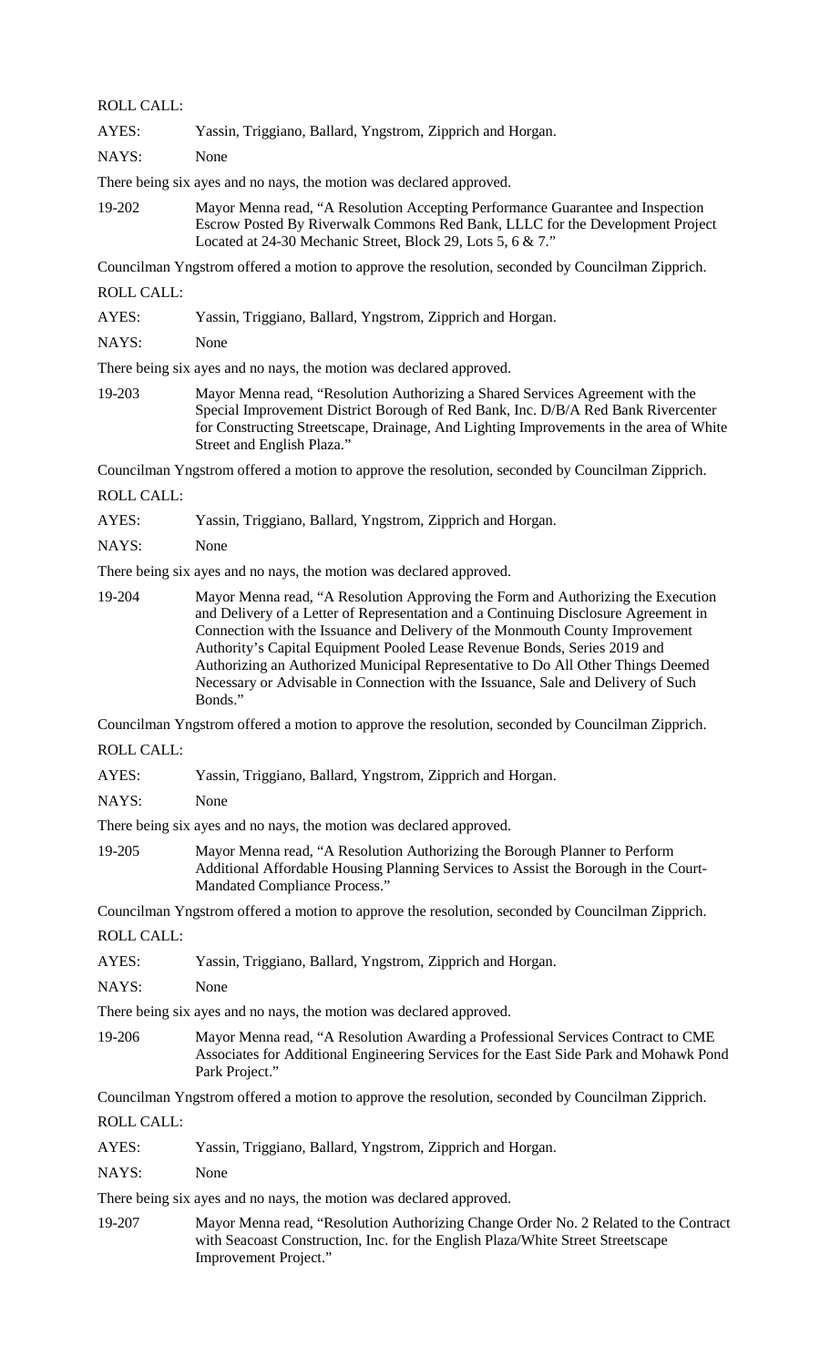ROLL CALL:

AYES: Yassin, Triggiano, Ballard, Yngstrom, Zipprich and Horgan.

NAYS: None

There being six ayes and no nays, the motion was declared approved.

19-202 Mayor Menna read, "A Resolution Accepting Performance Guarantee and Inspection Escrow Posted By Riverwalk Commons Red Bank, LLLC for the Development Project Located at 24-30 Mechanic Street, Block 29, Lots 5, 6 & 7."

Councilman Yngstrom offered a motion to approve the resolution, seconded by Councilman Zipprich.

ROLL CALL:

AYES: Yassin, Triggiano, Ballard, Yngstrom, Zipprich and Horgan.

NAYS: None

There being six ayes and no nays, the motion was declared approved.

19-203 Mayor Menna read, "Resolution Authorizing a Shared Services Agreement with the Special Improvement District Borough of Red Bank, Inc. D/B/A Red Bank Rivercenter for Constructing Streetscape, Drainage, And Lighting Improvements in the area of White Street and English Plaza."

Councilman Yngstrom offered a motion to approve the resolution, seconded by Councilman Zipprich.

ROLL CALL:

AYES: Yassin, Triggiano, Ballard, Yngstrom, Zipprich and Horgan.

NAYS: None

There being six ayes and no nays, the motion was declared approved.

19-204 Mayor Menna read, "A Resolution Approving the Form and Authorizing the Execution and Delivery of a Letter of Representation and a Continuing Disclosure Agreement in Connection with the Issuance and Delivery of the Monmouth County Improvement Authority's Capital Equipment Pooled Lease Revenue Bonds, Series 2019 and Authorizing an Authorized Municipal Representative to Do All Other Things Deemed Necessary or Advisable in Connection with the Issuance, Sale and Delivery of Such Bonds."

Councilman Yngstrom offered a motion to approve the resolution, seconded by Councilman Zipprich.

ROLL CALL:

AYES: Yassin, Triggiano, Ballard, Yngstrom, Zipprich and Horgan.

NAYS: None

There being six ayes and no nays, the motion was declared approved.

19-205 Mayor Menna read, "A Resolution Authorizing the Borough Planner to Perform Additional Affordable Housing Planning Services to Assist the Borough in the Court-Mandated Compliance Process."

Councilman Yngstrom offered a motion to approve the resolution, seconded by Councilman Zipprich.

ROLL CALL:

AYES: Yassin, Triggiano, Ballard, Yngstrom, Zipprich and Horgan.

NAYS: None

There being six ayes and no nays, the motion was declared approved.

19-206 Mayor Menna read, "A Resolution Awarding a Professional Services Contract to CME Associates for Additional Engineering Services for the East Side Park and Mohawk Pond Park Project."

Councilman Yngstrom offered a motion to approve the resolution, seconded by Councilman Zipprich.

ROLL CALL:

AYES: Yassin, Triggiano, Ballard, Yngstrom, Zipprich and Horgan.

NAYS: None

There being six ayes and no nays, the motion was declared approved.

19-207 Mayor Menna read, "Resolution Authorizing Change Order No. 2 Related to the Contract with Seacoast Construction, Inc. for the English Plaza/White Street Streetscape Improvement Project."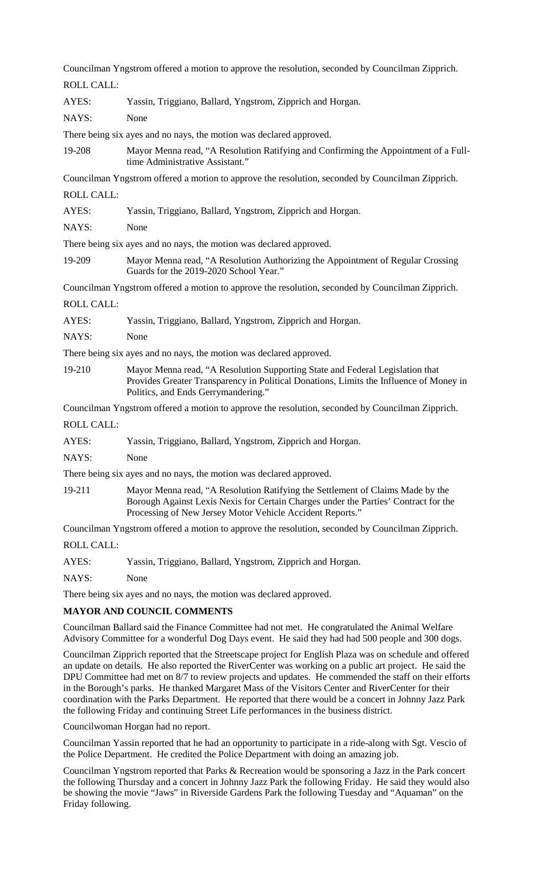Councilman Yngstrom offered a motion to approve the resolution, seconded by Councilman Zipprich.

ROLL CALL:

AYES: Yassin, Triggiano, Ballard, Yngstrom, Zipprich and Horgan.

NAYS: None

There being six ayes and no nays, the motion was declared approved.

19-208 Mayor Menna read, "A Resolution Ratifying and Confirming the Appointment of a Full-time Administrative Assistant."

Councilman Yngstrom offered a motion to approve the resolution, seconded by Councilman Zipprich.

ROLL CALL:

AYES: Yassin, Triggiano, Ballard, Yngstrom, Zipprich and Horgan.

NAYS: None

There being six ayes and no nays, the motion was declared approved.

19-209 Mayor Menna read, "A Resolution Authorizing the Appointment of Regular Crossing Guards for the 2019-2020 School Year."

Councilman Yngstrom offered a motion to approve the resolution, seconded by Councilman Zipprich.

ROLL CALL:

AYES: Yassin, Triggiano, Ballard, Yngstrom, Zipprich and Horgan.

NAYS: None

There being six ayes and no nays, the motion was declared approved.

19-210 Mayor Menna read, "A Resolution Supporting State and Federal Legislation that Provides Greater Transparency in Political Donations, Limits the Influence of Money in Politics, and Ends Gerrymandering."

Councilman Yngstrom offered a motion to approve the resolution, seconded by Councilman Zipprich.

ROLL CALL:

AYES: Yassin, Triggiano, Ballard, Yngstrom, Zipprich and Horgan.

NAYS: None

There being six ayes and no nays, the motion was declared approved.

19-211 Mayor Menna read, "A Resolution Ratifying the Settlement of Claims Made by the Borough Against Lexis Nexis for Certain Charges under the Parties' Contract for the Processing of New Jersey Motor Vehicle Accident Reports."

Councilman Yngstrom offered a motion to approve the resolution, seconded by Councilman Zipprich.

ROLL CALL:

AYES: Yassin, Triggiano, Ballard, Yngstrom, Zipprich and Horgan.

NAYS: None

There being six ayes and no nays, the motion was declared approved.

**MAYOR AND COUNCIL COMMENTS**

Councilman Ballard said the Finance Committee had not met. He congratulated the Animal Welfare Advisory Committee for a wonderful Dog Days event. He said they had had 500 people and 300 dogs.

Councilman Zipprich reported that the Streetscape project for English Plaza was on schedule and offered an update on details. He also reported the RiverCenter was working on a public art project. He said the DPU Committee had met on 8/7 to review projects and updates. He commended the staff on their efforts in the Borough's parks. He thanked Margaret Mass of the Visitors Center and RiverCenter for their coordination with the Parks Department. He reported that there would be a concert in Johnny Jazz Park the following Friday and continuing Street Life performances in the business district.

Councilwoman Horgan had no report.

Councilman Yassin reported that he had an opportunity to participate in a ride-along with Sgt. Vescio of the Police Department. He credited the Police Department with doing an amazing job.

Councilman Yngstrom reported that Parks & Recreation would be sponsoring a Jazz in the Park concert the following Thursday and a concert in Johnny Jazz Park the following Friday. He said they would also be showing the movie "Jaws" in Riverside Gardens Park the following Tuesday and "Aquaman" on the Friday following.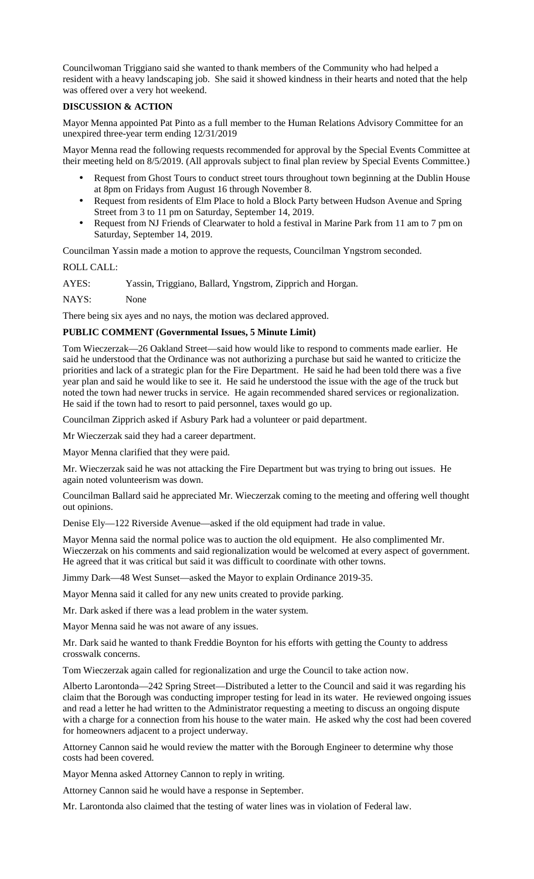Councilwoman Triggiano said she wanted to thank members of the Community who had helped a resident with a heavy landscaping job. She said it showed kindness in their hearts and noted that the help was offered over a very hot weekend.

**DISCUSSION & ACTION**

Mayor Menna appointed Pat Pinto as a full member to the Human Relations Advisory Committee for an unexpired three-year term ending 12/31/2019

Mayor Menna read the following requests recommended for approval by the Special Events Committee at their meeting held on 8/5/2019. (All approvals subject to final plan review by Special Events Committee.)

- Request from Ghost Tours to conduct street tours throughout town beginning at the Dublin House at 8pm on Fridays from August 16 through November 8.
- Request from residents of Elm Place to hold a Block Party between Hudson Avenue and Spring Street from 3 to 11 pm on Saturday, September 14, 2019.
- Request from NJ Friends of Clearwater to hold a festival in Marine Park from 11 am to 7 pm on Saturday, September 14, 2019.

Councilman Yassin made a motion to approve the requests, Councilman Yngstrom seconded.

ROLL CALL:

AYES: Yassin, Triggiano, Ballard, Yngstrom, Zipprich and Horgan.

NAYS: None

There being six ayes and no nays, the motion was declared approved.

**PUBLIC COMMENT (Governmental Issues, 5 Minute Limit)**

Tom Wieczerzak—26 Oakland Street—said how would like to respond to comments made earlier. He said he understood that the Ordinance was not authorizing a purchase but said he wanted to criticize the priorities and lack of a strategic plan for the Fire Department. He said he had been told there was a five year plan and said he would like to see it. He said he understood the issue with the age of the truck but noted the town had newer trucks in service. He again recommended shared services or regionalization. He said if the town had to resort to paid personnel, taxes would go up.

Councilman Zipprich asked if Asbury Park had a volunteer or paid department.

Mr Wieczerzak said they had a career department.

Mayor Menna clarified that they were paid.

Mr. Wieczerzak said he was not attacking the Fire Department but was trying to bring out issues. He again noted volunteerism was down.

Councilman Ballard said he appreciated Mr. Wieczerzak coming to the meeting and offering well thought out opinions.

Denise Ely—122 Riverside Avenue—asked if the old equipment had trade in value.

Mayor Menna said the normal police was to auction the old equipment. He also complimented Mr. Wieczerzak on his comments and said regionalization would be welcomed at every aspect of government. He agreed that it was critical but said it was difficult to coordinate with other towns.

Jimmy Dark—48 West Sunset—asked the Mayor to explain Ordinance 2019-35.

Mayor Menna said it called for any new units created to provide parking.

Mr. Dark asked if there was a lead problem in the water system.

Mayor Menna said he was not aware of any issues.

Mr. Dark said he wanted to thank Freddie Boynton for his efforts with getting the County to address crosswalk concerns.

Tom Wieczerzak again called for regionalization and urge the Council to take action now.

Alberto Larontonda—242 Spring Street—Distributed a letter to the Council and said it was regarding his claim that the Borough was conducting improper testing for lead in its water. He reviewed ongoing issues and read a letter he had written to the Administrator requesting a meeting to discuss an ongoing dispute with a charge for a connection from his house to the water main. He asked why the cost had been covered for homeowners adjacent to a project underway.

Attorney Cannon said he would review the matter with the Borough Engineer to determine why those costs had been covered.

Mayor Menna asked Attorney Cannon to reply in writing.

Attorney Cannon said he would have a response in September.

Mr. Larontonda also claimed that the testing of water lines was in violation of Federal law.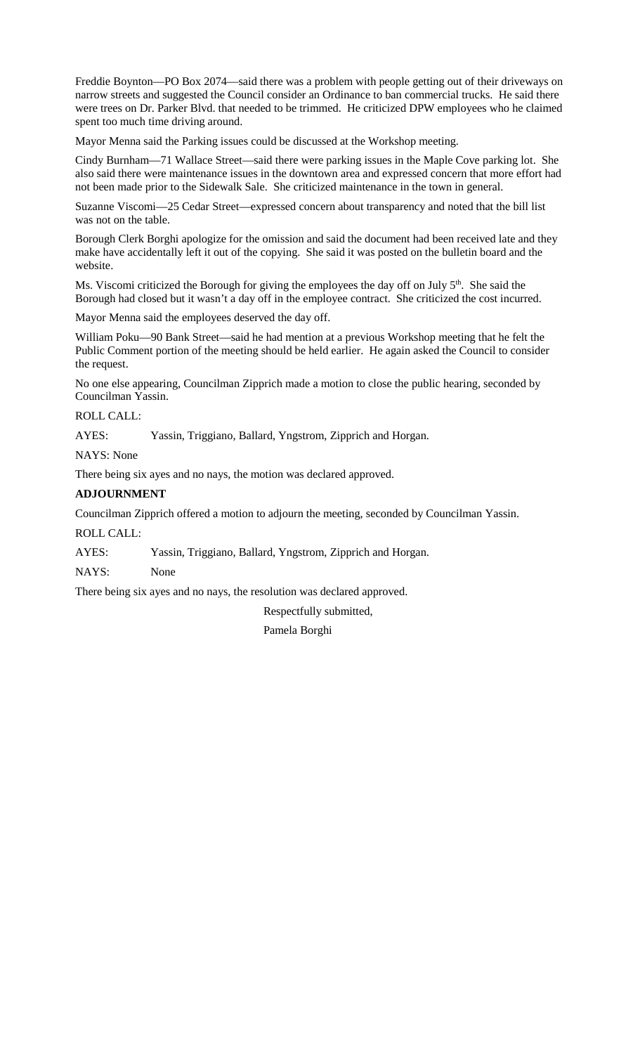Freddie Boynton—PO Box 2074—said there was a problem with people getting out of their driveways on narrow streets and suggested the Council consider an Ordinance to ban commercial trucks. He said there were trees on Dr. Parker Blvd. that needed to be trimmed. He criticized DPW employees who he claimed spent too much time driving around.

Mayor Menna said the Parking issues could be discussed at the Workshop meeting.

Cindy Burnham—71 Wallace Street—said there were parking issues in the Maple Cove parking lot. She also said there were maintenance issues in the downtown area and expressed concern that more effort had not been made prior to the Sidewalk Sale. She criticized maintenance in the town in general.

Suzanne Viscomi—25 Cedar Street—expressed concern about transparency and noted that the bill list was not on the table.

Borough Clerk Borghi apologize for the omission and said the document had been received late and they make have accidentally left it out of the copying. She said it was posted on the bulletin board and the website.

Ms. Viscomi criticized the Borough for giving the employees the day off on July 5th. She said the Borough had closed but it wasn't a day off in the employee contract. She criticized the cost incurred.

Mayor Menna said the employees deserved the day off.

William Poku—90 Bank Street—said he had mention at a previous Workshop meeting that he felt the Public Comment portion of the meeting should be held earlier. He again asked the Council to consider the request.

No one else appearing, Councilman Zipprich made a motion to close the public hearing, seconded by Councilman Yassin.

ROLL CALL:

AYES: Yassin, Triggiano, Ballard, Yngstrom, Zipprich and Horgan.

NAYS: None

There being six ayes and no nays, the motion was declared approved.

**ADJOURNMENT**

Councilman Zipprich offered a motion to adjourn the meeting, seconded by Councilman Yassin.

ROLL CALL:

AYES: Yassin, Triggiano, Ballard, Yngstrom, Zipprich and Horgan.

NAYS: None

There being six ayes and no nays, the resolution was declared approved.

Respectfully submitted,

Pamela Borghi